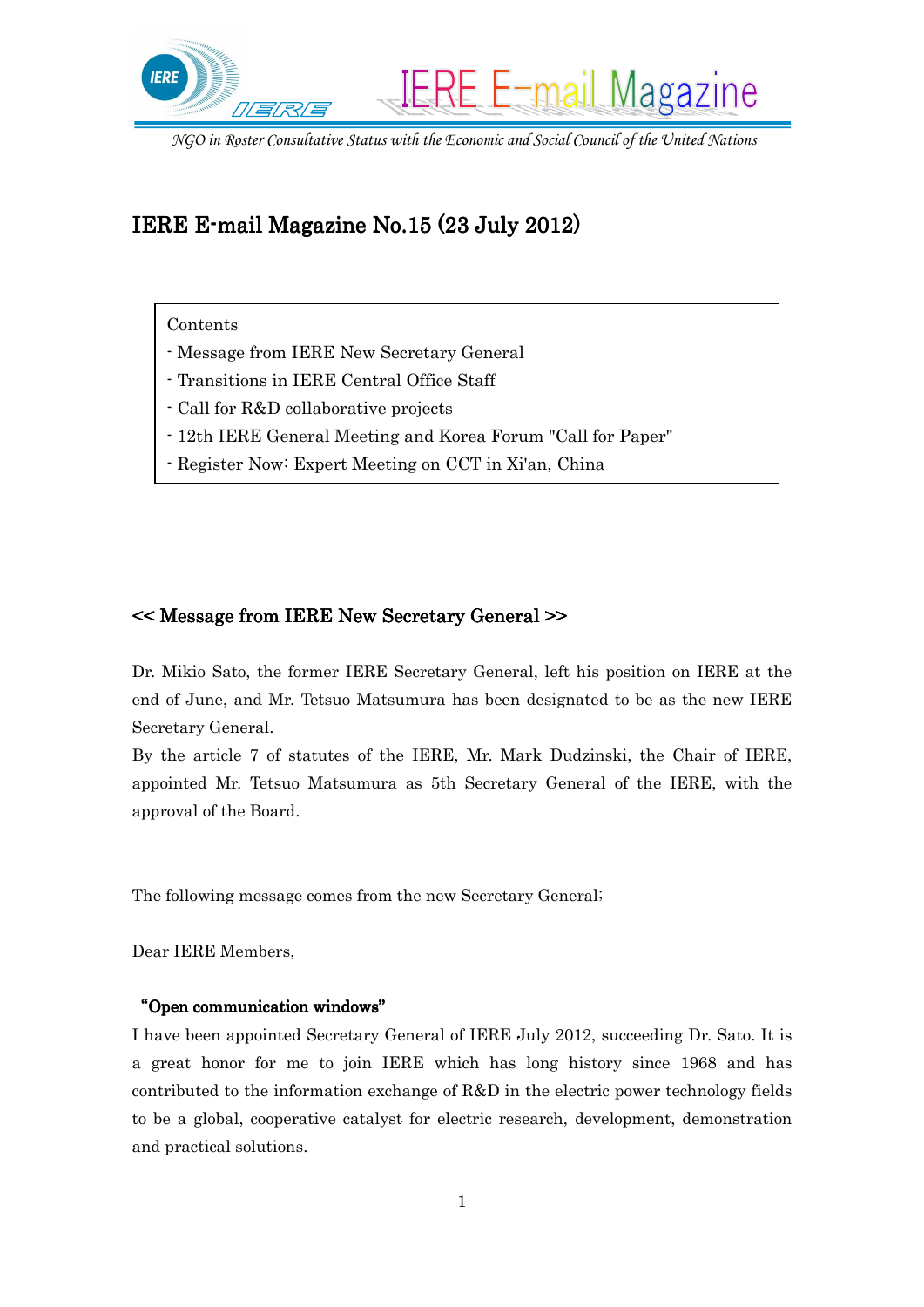IERE E-mail Magazine

*NGO in Roster Consultative Status with the Economic and Social Council of the United Nations*

# IERE E-mail Magazine No.15 (23 July 2012)

Contents
- Message from IERE New Secretary General
- Transitions in IERE Central Office Staff
- Call for R&D collaborative projects
- 12th IERE General Meeting and Korea Forum "Call for Paper"
- Register Now: Expert Meeting on CCT in Xi'an, China

## << Message from IERE New Secretary General >>

Dr. Mikio Sato, the former IERE Secretary General, left his position on IERE at the end of June, and Mr. Tetsuo Matsumura has been designated to be as the new IERE Secretary General.
By the article 7 of statutes of the IERE, Mr. Mark Dudzinski, the Chair of IERE, appointed Mr. Tetsuo Matsumura as 5th Secretary General of the IERE, with the approval of the Board.

The following message comes from the new Secretary General;

Dear IERE Members,

**"Open communication windows"**

I have been appointed Secretary General of IERE July 2012, succeeding Dr. Sato. It is a great honor for me to join IERE which has long history since 1968 and has contributed to the information exchange of R&D in the electric power technology fields to be a global, cooperative catalyst for electric research, development, demonstration and practical solutions.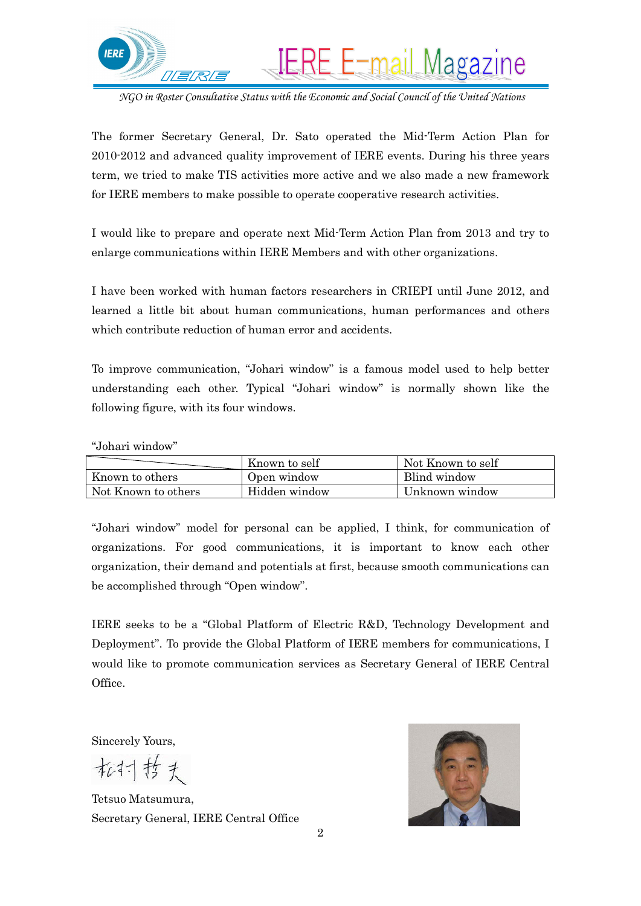The former Secretary General, Dr. Sato operated the Mid-Term Action Plan for 2010-2012 and advanced quality improvement of IERE events. During his three years term, we tried to make TIS activities more active and we also made a new framework for IERE members to make possible to operate cooperative research activities.

I would like to prepare and operate next Mid-Term Action Plan from 2013 and try to enlarge communications within IERE Members and with other organizations.

I have been worked with human factors researchers in CRIEPI until June 2012, and learned a little bit about human communications, human performances and others which contribute reduction of human error and accidents.

To improve communication, "Johari window" is a famous model used to help better understanding each other. Typical "Johari window" is normally shown like the following figure, with its four windows.

"Johari window"

| | Known to self | Not Known to self |
|---|---|---|
| Known to others | Open window | Blind window |
| Not Known to others | Hidden window | Unknown window |

"Johari window" model for personal can be applied, I think, for communication of organizations. For good communications, it is important to know each other organization, their demand and potentials at first, because smooth communications can be accomplished through "Open window".

IERE seeks to be a "Global Platform of Electric R&D, Technology Development and Deployment". To provide the Global Platform of IERE members for communications, I would like to promote communication services as Secretary General of IERE Central Office.

Sincerely Yours,

松村哲夫

Tetsuo Matsumura,
Secretary General, IERE Central Office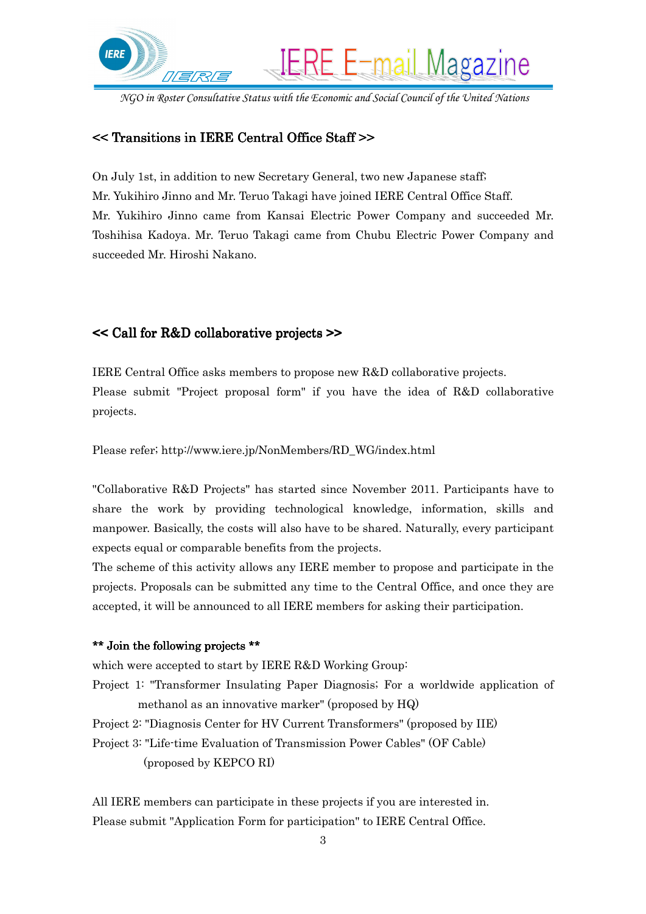## << Transitions in IERE Central Office Staff >>

On July 1st, in addition to new Secretary General, two new Japanese staff; Mr. Yukihiro Jinno and Mr. Teruo Takagi have joined IERE Central Office Staff. Mr. Yukihiro Jinno came from Kansai Electric Power Company and succeeded Mr. Toshihisa Kadoya. Mr. Teruo Takagi came from Chubu Electric Power Company and succeeded Mr. Hiroshi Nakano.

## << Call for R&D collaborative projects >>

IERE Central Office asks members to propose new R&D collaborative projects. Please submit "Project proposal form" if you have the idea of R&D collaborative projects.

Please refer; http://www.iere.jp/NonMembers/RD_WG/index.html

"Collaborative R&D Projects" has started since November 2011. Participants have to share the work by providing technological knowledge, information, skills and manpower. Basically, the costs will also have to be shared. Naturally, every participant expects equal or comparable benefits from the projects.

The scheme of this activity allows any IERE member to propose and participate in the projects. Proposals can be submitted any time to the Central Office, and once they are accepted, it will be announced to all IERE members for asking their participation.

**\*\* Join the following projects \*\***

which were accepted to start by IERE R&D Working Group:

Project 1: "Transformer Insulating Paper Diagnosis; For a worldwide application of methanol as an innovative marker" (proposed by HQ)

Project 2: "Diagnosis Center for HV Current Transformers" (proposed by IIE)

Project 3: "Life-time Evaluation of Transmission Power Cables" (OF Cable) (proposed by KEPCO RI)

All IERE members can participate in these projects if you are interested in. Please submit "Application Form for participation" to IERE Central Office.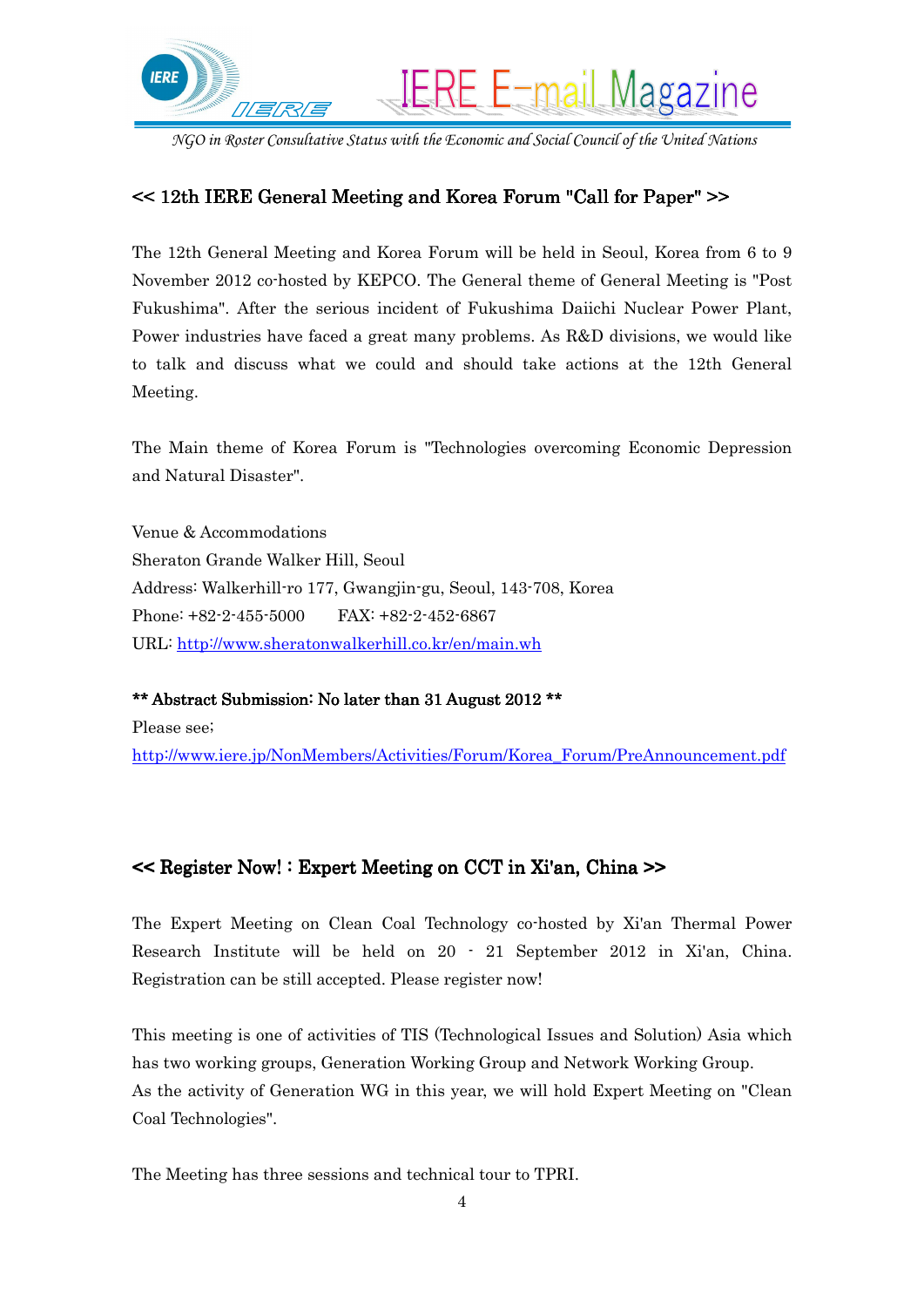## << 12th IERE General Meeting and Korea Forum "Call for Paper" >>

The 12th General Meeting and Korea Forum will be held in Seoul, Korea from 6 to 9 November 2012 co-hosted by KEPCO. The General theme of General Meeting is "Post Fukushima". After the serious incident of Fukushima Daiichi Nuclear Power Plant, Power industries have faced a great many problems. As R&D divisions, we would like to talk and discuss what we could and should take actions at the 12th General Meeting.

The Main theme of Korea Forum is "Technologies overcoming Economic Depression and Natural Disaster".

Venue & Accommodations
Sheraton Grande Walker Hill, Seoul
Address: Walkerhill-ro 177, Gwangjin-gu, Seoul, 143-708, Korea
Phone: +82-2-455-5000 FAX: +82-2-452-6867
URL: http://www.sheratonwalkerhill.co.kr/en/main.wh

**\*\* Abstract Submission: No later than 31 August 2012 \*\***
Please see;
http://www.iere.jp/NonMembers/Activities/Forum/Korea_Forum/PreAnnouncement.pdf

## << Register Now! : Expert Meeting on CCT in Xi'an, China >>

The Expert Meeting on Clean Coal Technology co-hosted by Xi'an Thermal Power Research Institute will be held on 20 - 21 September 2012 in Xi'an, China. Registration can be still accepted. Please register now!

This meeting is one of activities of TIS (Technological Issues and Solution) Asia which has two working groups, Generation Working Group and Network Working Group.
As the activity of Generation WG in this year, we will hold Expert Meeting on "Clean Coal Technologies".

The Meeting has three sessions and technical tour to TPRI.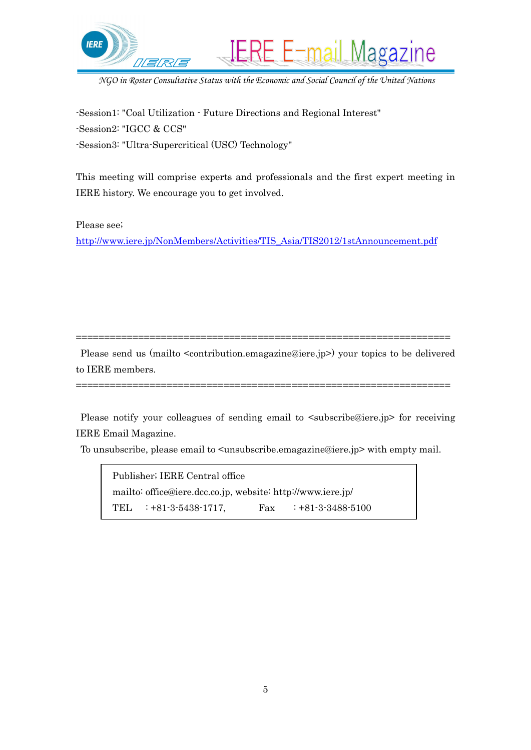-Session1: "Coal Utilization - Future Directions and Regional Interest"
-Session2: "IGCC & CCS"
-Session3: "Ultra-Supercritical (USC) Technology"

This meeting will comprise experts and professionals and the first expert meeting in IERE history. We encourage you to get involved.

Please see;
http://www.iere.jp/NonMembers/Activities/TIS_Asia/TIS2012/1stAnnouncement.pdf

=====================================================================

Please send us (mailto <contribution.emagazine@iere.jp>) your topics to be delivered to IERE members.

=====================================================================

Please notify your colleagues of sending email to <subscribe@iere.jp> for receiving IERE Email Magazine.

To unsubscribe, please email to <unsubscribe.emagazine@iere.jp> with empty mail.

Publisher; IERE Central office
mailto: office@iere.dcc.co.jp, website: http://www.iere.jp/
TEL : +81-3-5438-1717, Fax : +81-3-3488-5100